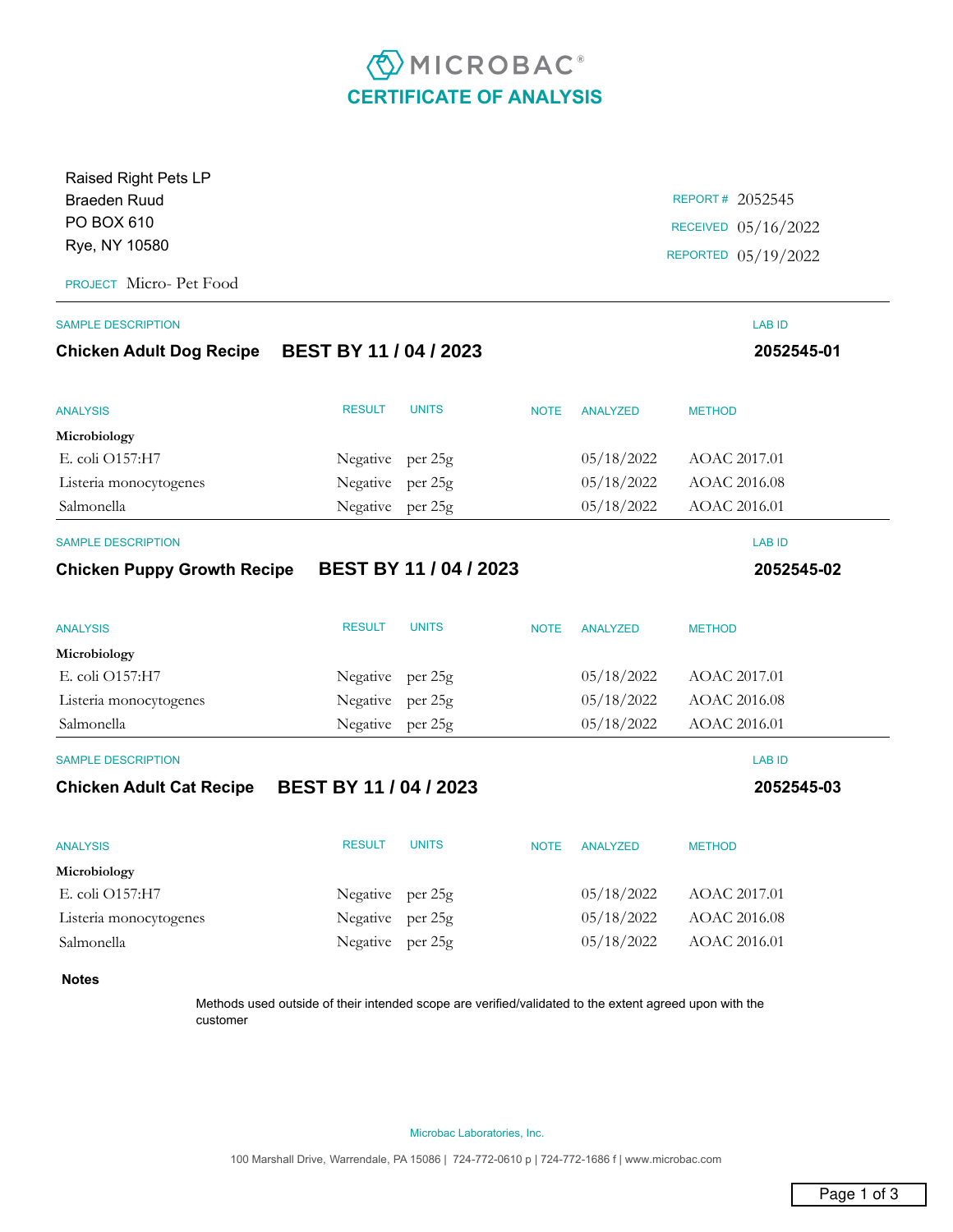# MICROBAC®

## CERTIFICATE OF ANALYSIS

Raised Right Pets LP
Braeden Ruud
PO BOX 610
Rye, NY 10580

REPORT # 2052545
RECEIVED 05/16/2022
REPORTED 05/19/2022

PROJECT Micro- Pet Food

---

SAMPLE DESCRIPTION

**Chicken Adult Dog Recipe BEST BY 11 / 04 / 2023**

LAB ID **2052545-01**

| ANALYSIS | RESULT | UNITS | NOTE | ANALYZED | METHOD |
|---|---|---|---|---|---|
| **Microbiology** | | | | | |
| E. coli O157:H7 | Negative | per 25g | | 05/18/2022 | AOAC 2017.01 |
| Listeria monocytogenes | Negative | per 25g | | 05/18/2022 | AOAC 2016.08 |
| Salmonella | Negative | per 25g | | 05/18/2022 | AOAC 2016.01 |

---

SAMPLE DESCRIPTION

**Chicken Puppy Growth Recipe BEST BY 11 / 04 / 2023**

LAB ID **2052545-02**

| ANALYSIS | RESULT | UNITS | NOTE | ANALYZED | METHOD |
|---|---|---|---|---|---|
| **Microbiology** | | | | | |
| E. coli O157:H7 | Negative | per 25g | | 05/18/2022 | AOAC 2017.01 |
| Listeria monocytogenes | Negative | per 25g | | 05/18/2022 | AOAC 2016.08 |
| Salmonella | Negative | per 25g | | 05/18/2022 | AOAC 2016.01 |

---

SAMPLE DESCRIPTION

**Chicken Adult Cat Recipe BEST BY 11 / 04 / 2023**

LAB ID **2052545-03**

| ANALYSIS | RESULT | UNITS | NOTE | ANALYZED | METHOD |
|---|---|---|---|---|---|
| **Microbiology** | | | | | |
| E. coli O157:H7 | Negative | per 25g | | 05/18/2022 | AOAC 2017.01 |
| Listeria monocytogenes | Negative | per 25g | | 05/18/2022 | AOAC 2016.08 |
| Salmonella | Negative | per 25g | | 05/18/2022 | AOAC 2016.01 |

**Notes**

Methods used outside of their intended scope are verified/validated to the extent agreed upon with the customer

Microbac Laboratories, Inc.

100 Marshall Drive, Warrendale, PA 15086 | 724-772-0610 p | 724-772-1686 f | www.microbac.com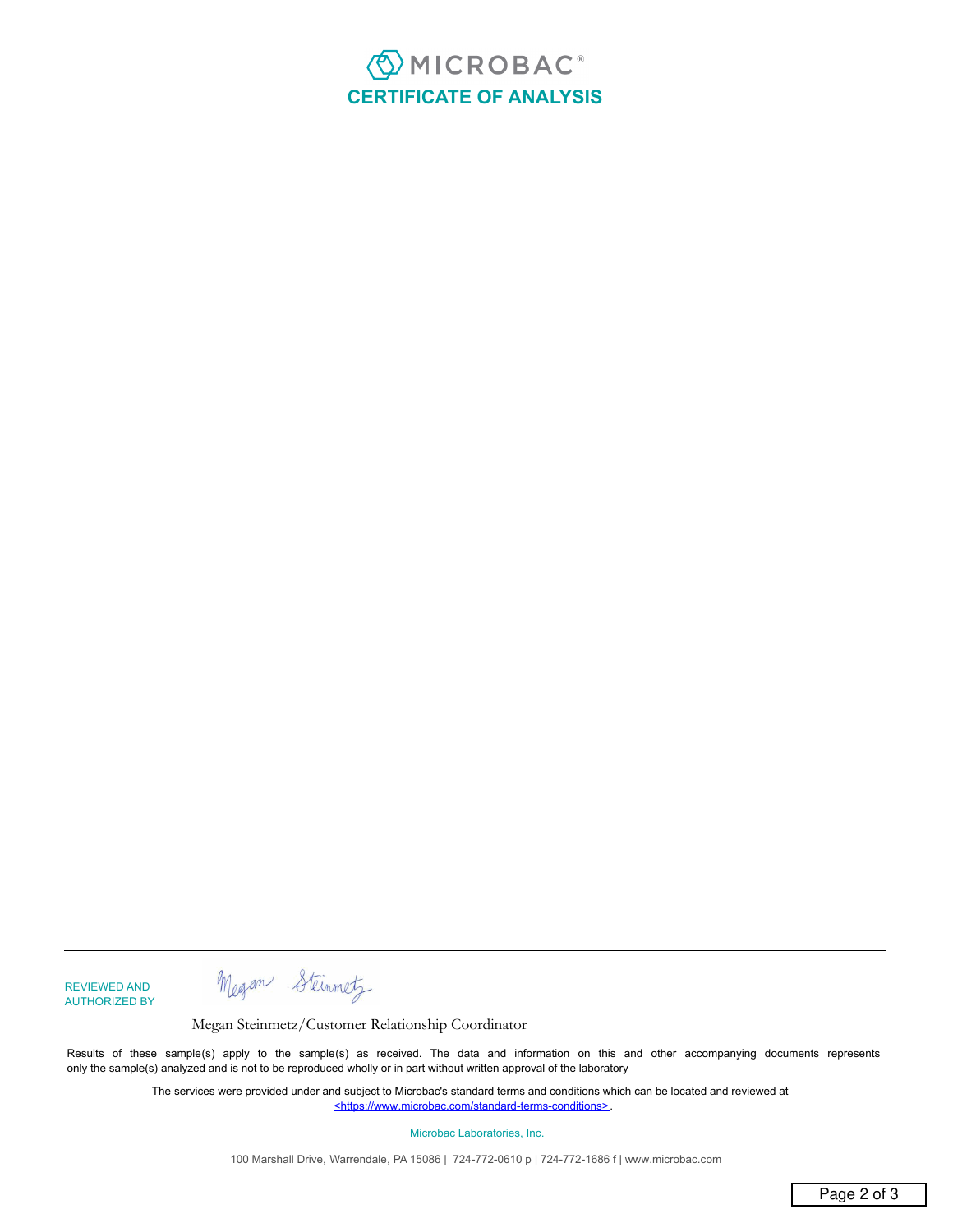# MICROBAC®

## CERTIFICATE OF ANALYSIS

REVIEWED AND AUTHORIZED BY

Megan Steinmetz

Megan Steinmetz/Customer Relationship Coordinator

Results of these sample(s) apply to the sample(s) as received. The data and information on this and other accompanying documents represents only the sample(s) analyzed and is not to be reproduced wholly or in part without written approval of the laboratory

The services were provided under and subject to Microbac's standard terms and conditions which can be located and reviewed at <https://www.microbac.com/standard-terms-conditions>.

Microbac Laboratories, Inc.

100 Marshall Drive, Warrendale, PA 15086 | 724-772-0610 p | 724-772-1686 f | www.microbac.com